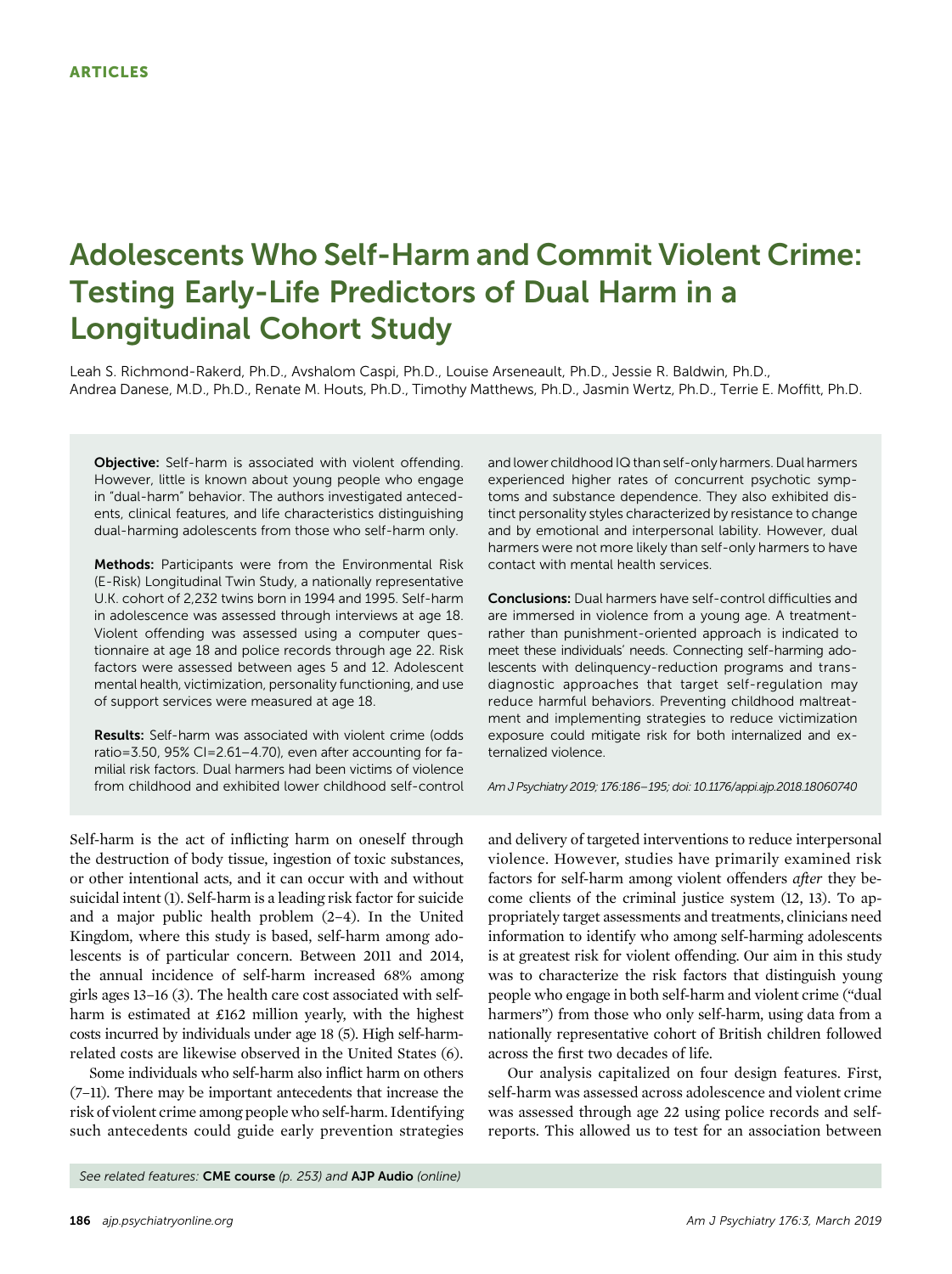ARTICLES

# Adolescents Who Self-Harm and Commit Violent Crime: Testing Early-Life Predictors of Dual Harm in a Longitudinal Cohort Study

Leah S. Richmond-Rakerd, Ph.D., Avshalom Caspi, Ph.D., Louise Arseneault, Ph.D., Jessie R. Baldwin, Ph.D., Andrea Danese, M.D., Ph.D., Renate M. Houts, Ph.D., Timothy Matthews, Ph.D., Jasmin Wertz, Ph.D., Terrie E. Moffitt, Ph.D.

**Objective:** Self-harm is associated with violent offending. However, little is known about young people who engage in "dual-harm" behavior. The authors investigated antecedents, clinical features, and life characteristics distinguishing dual-harming adolescents from those who self-harm only.

**Methods:** Participants were from the Environmental Risk (E-Risk) Longitudinal Twin Study, a nationally representative U.K. cohort of 2,232 twins born in 1994 and 1995. Self-harm in adolescence was assessed through interviews at age 18. Violent offending was assessed using a computer questionnaire at age 18 and police records through age 22. Risk factors were assessed between ages 5 and 12. Adolescent mental health, victimization, personality functioning, and use of support services were measured at age 18.

**Results:** Self-harm was associated with violent crime (odds ratio=3.50, 95% CI=2.61–4.70), even after accounting for familial risk factors. Dual harmers had been victims of violence from childhood and exhibited lower childhood self-control and lower childhood IQ than self-only harmers. Dual harmers experienced higher rates of concurrent psychotic symptoms and substance dependence. They also exhibited distinct personality styles characterized by resistance to change and by emotional and interpersonal lability. However, dual harmers were not more likely than self-only harmers to have contact with mental health services.

**Conclusions:** Dual harmers have self-control difficulties and are immersed in violence from a young age. A treatment- rather than punishment-oriented approach is indicated to meet these individuals' needs. Connecting self-harming adolescents with delinquency-reduction programs and transdiagnostic approaches that target self-regulation may reduce harmful behaviors. Preventing childhood maltreatment and implementing strategies to reduce victimization exposure could mitigate risk for both internalized and externalized violence.

*Am J Psychiatry 2019; 176:186–195; doi: 10.1176/appi.ajp.2018.18060740*

Self-harm is the act of inflicting harm on oneself through the destruction of body tissue, ingestion of toxic substances, or other intentional acts, and it can occur with and without suicidal intent (1). Self-harm is a leading risk factor for suicide and a major public health problem (2–4). In the United Kingdom, where this study is based, self-harm among adolescents is of particular concern. Between 2011 and 2014, the annual incidence of self-harm increased 68% among girls ages 13–16 (3). The health care cost associated with self-harm is estimated at £162 million yearly, with the highest costs incurred by individuals under age 18 (5). High self-harm-related costs are likewise observed in the United States (6).

Some individuals who self-harm also inflict harm on others (7–11). There may be important antecedents that increase the risk of violent crime among people who self-harm. Identifying such antecedents could guide early prevention strategies and delivery of targeted interventions to reduce interpersonal violence. However, studies have primarily examined risk factors for self-harm among violent offenders *after* they become clients of the criminal justice system (12, 13). To appropriately target assessments and treatments, clinicians need information to identify who among self-harming adolescents is at greatest risk for violent offending. Our aim in this study was to characterize the risk factors that distinguish young people who engage in both self-harm and violent crime ("dual harmers") from those who only self-harm, using data from a nationally representative cohort of British children followed across the first two decades of life.

Our analysis capitalized on four design features. First, self-harm was assessed across adolescence and violent crime was assessed through age 22 using police records and self-reports. This allowed us to test for an association between

*See related features:* **CME course** *(p. 253) and* **AJP Audio** *(online)*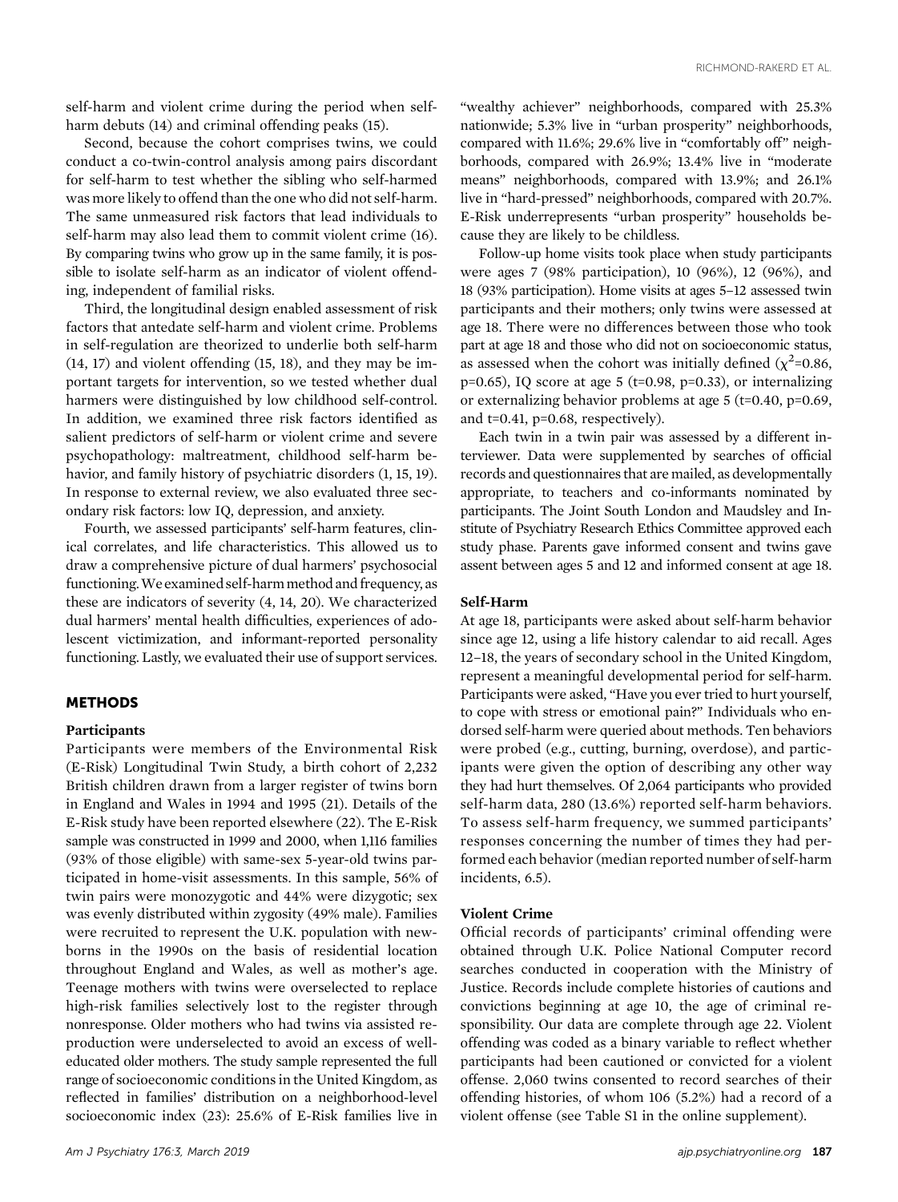self-harm and violent crime during the period when self-harm debuts (14) and criminal offending peaks (15).

Second, because the cohort comprises twins, we could conduct a co-twin-control analysis among pairs discordant for self-harm to test whether the sibling who self-harmed was more likely to offend than the one who did not self-harm. The same unmeasured risk factors that lead individuals to self-harm may also lead them to commit violent crime (16). By comparing twins who grow up in the same family, it is possible to isolate self-harm as an indicator of violent offending, independent of familial risks.

Third, the longitudinal design enabled assessment of risk factors that antedate self-harm and violent crime. Problems in self-regulation are theorized to underlie both self-harm (14, 17) and violent offending (15, 18), and they may be important targets for intervention, so we tested whether dual harmers were distinguished by low childhood self-control. In addition, we examined three risk factors identified as salient predictors of self-harm or violent crime and severe psychopathology: maltreatment, childhood self-harm behavior, and family history of psychiatric disorders (1, 15, 19). In response to external review, we also evaluated three secondary risk factors: low IQ, depression, and anxiety.

Fourth, we assessed participants' self-harm features, clinical correlates, and life characteristics. This allowed us to draw a comprehensive picture of dual harmers' psychosocial functioning. We examined self-harm method and frequency, as these are indicators of severity (4, 14, 20). We characterized dual harmers' mental health difficulties, experiences of adolescent victimization, and informant-reported personality functioning. Lastly, we evaluated their use of support services.

## METHODS

### Participants

Participants were members of the Environmental Risk (E-Risk) Longitudinal Twin Study, a birth cohort of 2,232 British children drawn from a larger register of twins born in England and Wales in 1994 and 1995 (21). Details of the E-Risk study have been reported elsewhere (22). The E-Risk sample was constructed in 1999 and 2000, when 1,116 families (93% of those eligible) with same-sex 5-year-old twins participated in home-visit assessments. In this sample, 56% of twin pairs were monozygotic and 44% were dizygotic; sex was evenly distributed within zygosity (49% male). Families were recruited to represent the U.K. population with newborns in the 1990s on the basis of residential location throughout England and Wales, as well as mother's age. Teenage mothers with twins were overselected to replace high-risk families selectively lost to the register through nonresponse. Older mothers who had twins via assisted reproduction were underselected to avoid an excess of well-educated older mothers. The study sample represented the full range of socioeconomic conditions in the United Kingdom, as reflected in families' distribution on a neighborhood-level socioeconomic index (23): 25.6% of E-Risk families live in "wealthy achiever" neighborhoods, compared with 25.3% nationwide; 5.3% live in "urban prosperity" neighborhoods, compared with 11.6%; 29.6% live in "comfortably off" neighborhoods, compared with 26.9%; 13.4% live in "moderate means" neighborhoods, compared with 13.9%; and 26.1% live in "hard-pressed" neighborhoods, compared with 20.7%. E-Risk underrepresents "urban prosperity" households because they are likely to be childless.

Follow-up home visits took place when study participants were ages 7 (98% participation), 10 (96%), 12 (96%), and 18 (93% participation). Home visits at ages 5–12 assessed twin participants and their mothers; only twins were assessed at age 18. There were no differences between those who took part at age 18 and those who did not on socioeconomic status, as assessed when the cohort was initially defined ($\chi^2$=0.86, p=0.65), IQ score at age 5 (t=0.98, p=0.33), or internalizing or externalizing behavior problems at age 5 (t=0.40, p=0.69, and t=0.41, p=0.68, respectively).

Each twin in a twin pair was assessed by a different interviewer. Data were supplemented by searches of official records and questionnaires that are mailed, as developmentally appropriate, to teachers and co-informants nominated by participants. The Joint South London and Maudsley and Institute of Psychiatry Research Ethics Committee approved each study phase. Parents gave informed consent and twins gave assent between ages 5 and 12 and informed consent at age 18.

### Self-Harm

At age 18, participants were asked about self-harm behavior since age 12, using a life history calendar to aid recall. Ages 12–18, the years of secondary school in the United Kingdom, represent a meaningful developmental period for self-harm. Participants were asked, "Have you ever tried to hurt yourself, to cope with stress or emotional pain?" Individuals who endorsed self-harm were queried about methods. Ten behaviors were probed (e.g., cutting, burning, overdose), and participants were given the option of describing any other way they had hurt themselves. Of 2,064 participants who provided self-harm data, 280 (13.6%) reported self-harm behaviors. To assess self-harm frequency, we summed participants' responses concerning the number of times they had performed each behavior (median reported number of self-harm incidents, 6.5).

### Violent Crime

Official records of participants' criminal offending were obtained through U.K. Police National Computer record searches conducted in cooperation with the Ministry of Justice. Records include complete histories of cautions and convictions beginning at age 10, the age of criminal responsibility. Our data are complete through age 22. Violent offending was coded as a binary variable to reflect whether participants had been cautioned or convicted for a violent offense. 2,060 twins consented to record searches of their offending histories, of whom 106 (5.2%) had a record of a violent offense (see Table S1 in the online supplement).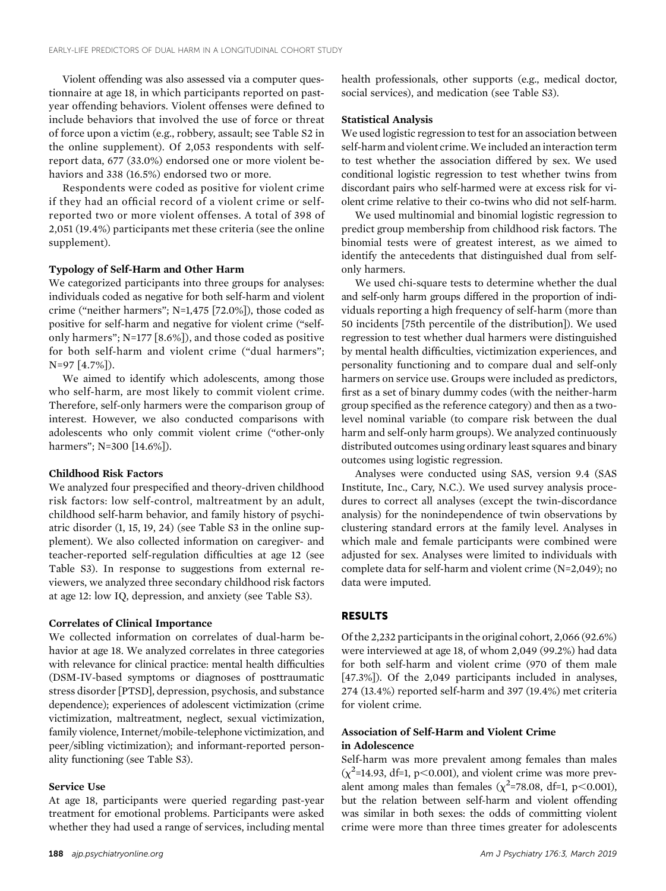Violent offending was also assessed via a computer questionnaire at age 18, in which participants reported on past-year offending behaviors. Violent offenses were defined to include behaviors that involved the use of force or threat of force upon a victim (e.g., robbery, assault; see Table S2 in the online supplement). Of 2,053 respondents with self-report data, 677 (33.0%) endorsed one or more violent behaviors and 338 (16.5%) endorsed two or more.

Respondents were coded as positive for violent crime if they had an official record of a violent crime or self-reported two or more violent offenses. A total of 398 of 2,051 (19.4%) participants met these criteria (see the online supplement).

### Typology of Self-Harm and Other Harm

We categorized participants into three groups for analyses: individuals coded as negative for both self-harm and violent crime ("neither harmers"; N=1,475 [72.0%]), those coded as positive for self-harm and negative for violent crime ("self-only harmers"; N=177 [8.6%]), and those coded as positive for both self-harm and violent crime ("dual harmers"; N=97 [4.7%]).

We aimed to identify which adolescents, among those who self-harm, are most likely to commit violent crime. Therefore, self-only harmers were the comparison group of interest. However, we also conducted comparisons with adolescents who only commit violent crime ("other-only harmers"; N=300 [14.6%]).

### Childhood Risk Factors

We analyzed four prespecified and theory-driven childhood risk factors: low self-control, maltreatment by an adult, childhood self-harm behavior, and family history of psychiatric disorder (1, 15, 19, 24) (see Table S3 in the online supplement). We also collected information on caregiver- and teacher-reported self-regulation difficulties at age 12 (see Table S3). In response to suggestions from external reviewers, we analyzed three secondary childhood risk factors at age 12: low IQ, depression, and anxiety (see Table S3).

### Correlates of Clinical Importance

We collected information on correlates of dual-harm behavior at age 18. We analyzed correlates in three categories with relevance for clinical practice: mental health difficulties (DSM-IV-based symptoms or diagnoses of posttraumatic stress disorder [PTSD], depression, psychosis, and substance dependence); experiences of adolescent victimization (crime victimization, maltreatment, neglect, sexual victimization, family violence, Internet/mobile-telephone victimization, and peer/sibling victimization); and informant-reported personality functioning (see Table S3).

### Service Use

At age 18, participants were queried regarding past-year treatment for emotional problems. Participants were asked whether they had used a range of services, including mental health professionals, other supports (e.g., medical doctor, social services), and medication (see Table S3).

### Statistical Analysis

We used logistic regression to test for an association between self-harm and violent crime. We included an interaction term to test whether the association differed by sex. We used conditional logistic regression to test whether twins from discordant pairs who self-harmed were at excess risk for violent crime relative to their co-twins who did not self-harm.

We used multinomial and binomial logistic regression to predict group membership from childhood risk factors. The binomial tests were of greatest interest, as we aimed to identify the antecedents that distinguished dual from self-only harmers.

We used chi-square tests to determine whether the dual and self-only harm groups differed in the proportion of individuals reporting a high frequency of self-harm (more than 50 incidents [75th percentile of the distribution]). We used regression to test whether dual harmers were distinguished by mental health difficulties, victimization experiences, and personality functioning and to compare dual and self-only harmers on service use. Groups were included as predictors, first as a set of binary dummy codes (with the neither-harm group specified as the reference category) and then as a two-level nominal variable (to compare risk between the dual harm and self-only harm groups). We analyzed continuously distributed outcomes using ordinary least squares and binary outcomes using logistic regression.

Analyses were conducted using SAS, version 9.4 (SAS Institute, Inc., Cary, N.C.). We used survey analysis procedures to correct all analyses (except the twin-discordance analysis) for the nonindependence of twin observations by clustering standard errors at the family level. Analyses in which male and female participants were combined were adjusted for sex. Analyses were limited to individuals with complete data for self-harm and violent crime (N=2,049); no data were imputed.

## RESULTS

Of the 2,232 participants in the original cohort, 2,066 (92.6%) were interviewed at age 18, of whom 2,049 (99.2%) had data for both self-harm and violent crime (970 of them male [47.3%]). Of the 2,049 participants included in analyses, 274 (13.4%) reported self-harm and 397 (19.4%) met criteria for violent crime.

### Association of Self-Harm and Violent Crime in Adolescence

Self-harm was more prevalent among females than males ($\chi^2$=14.93, df=1, $p<0.001$), and violent crime was more prevalent among males than females ($\chi^2$=78.08, df=1, $p<0.001$), but the relation between self-harm and violent offending was similar in both sexes: the odds of committing violent crime were more than three times greater for adolescents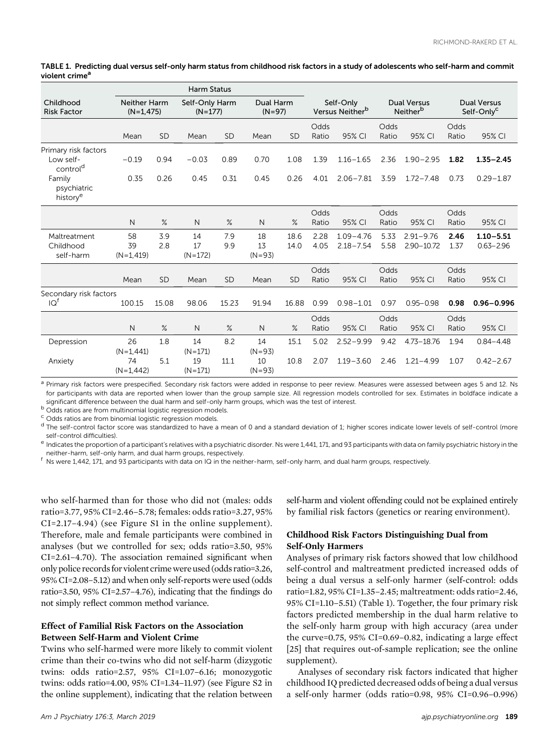**TABLE 1. Predicting dual versus self-only harm status from childhood risk factors in a study of adolescents who self-harm and commit violent crime[a]**

| Childhood Risk Factor | Harm Status | | | | | | Self-Only Versus Neither[b] | | Dual Versus Neither[b] | | Dual Versus Self-Only[c] | |
|---|---|---|---|---|---|---|---|---|---|---|---|---|
| | Neither Harm (N=1,475) | | Self-Only Harm (N=177) | | Dual Harm (N=97) | | | | | | | |
| | Mean | SD | Mean | SD | Mean | SD | Odds Ratio | 95% CI | Odds Ratio | 95% CI | Odds Ratio | 95% CI |
| Primary risk factors | | | | | | | | | | | | |
| Low self-control[d] | −0.19 | 0.94 | −0.03 | 0.89 | 0.70 | 1.08 | 1.39 | 1.16–1.65 | 2.36 | 1.90–2.95 | **1.82** | **1.35–2.45** |
| Family psychiatric history[e] | 0.35 | 0.26 | 0.45 | 0.31 | 0.45 | 0.26 | 4.01 | 2.06–7.81 | 3.59 | 1.72–7.48 | 0.73 | 0.29–1.87 |
| | N | % | N | % | N | % | Odds Ratio | 95% CI | Odds Ratio | 95% CI | Odds Ratio | 95% CI |
| Maltreatment | 58 | 3.9 | 14 | 7.9 | 18 | 18.6 | 2.28 | 1.09–4.76 | 5.33 | 2.91–9.76 | **2.46** | **1.10–5.51** |
| Childhood self-harm | 39 (N=1,419) | 2.8 | 17 (N=172) | 9.9 | 13 (N=93) | 14.0 | 4.05 | 2.18–7.54 | 5.58 | 2.90–10.72 | 1.37 | 0.63–2.96 |
| | Mean | SD | Mean | SD | Mean | SD | Odds Ratio | 95% CI | Odds Ratio | 95% CI | Odds Ratio | 95% CI |
| Secondary risk factors | | | | | | | | | | | | |
| IQ[f] | 100.15 | 15.08 | 98.06 | 15.23 | 91.94 | 16.88 | 0.99 | 0.98–1.01 | 0.97 | 0.95–0.98 | **0.98** | **0.96–0.996** |
| | N | % | N | % | N | % | Odds Ratio | 95% CI | Odds Ratio | 95% CI | Odds Ratio | 95% CI |
| Depression | 26 (N=1,441) | 1.8 | 14 (N=171) | 8.2 | 14 (N=93) | 15.1 | 5.02 | 2.52–9.99 | 9.42 | 4.73–18.76 | 1.94 | 0.84–4.48 |
| Anxiety | 74 (N=1,442) | 5.1 | 19 (N=171) | 11.1 | 10 (N=93) | 10.8 | 2.07 | 1.19–3.60 | 2.46 | 1.21–4.99 | 1.07 | 0.42–2.67 |

[a] Primary risk factors were prespecified. Secondary risk factors were added in response to peer review. Measures were assessed between ages 5 and 12. Ns for participants with data are reported when lower than the group sample size. All regression models controlled for sex. Estimates in boldface indicate a significant difference between the dual harm and self-only harm groups, which was the test of interest.

[b] Odds ratios are from multinomial logistic regression models.

[c] Odds ratios are from binomial logistic regression models.

[d] The self-control factor score was standardized to have a mean of 0 and a standard deviation of 1; higher scores indicate lower levels of self-control (more self-control difficulties).

[e] Indicates the proportion of a participant's relatives with a psychiatric disorder. Ns were 1,441, 171, and 93 participants with data on family psychiatric history in the neither-harm, self-only harm, and dual harm groups, respectively.

[f] Ns were 1,442, 171, and 93 participants with data on IQ in the neither-harm, self-only harm, and dual harm groups, respectively.

who self-harmed than for those who did not (males: odds ratio=3.77, 95% CI=2.46–5.78; females: odds ratio=3.27, 95% CI=2.17–4.94) (see Figure S1 in the online supplement). Therefore, male and female participants were combined in analyses (but we controlled for sex; odds ratio=3.50, 95% CI=2.61–4.70). The association remained significant when only police records for violent crime were used (odds ratio=3.26, 95% CI=2.08–5.12) and when only self-reports were used (odds ratio=3.50, 95% CI=2.57–4.76), indicating that the findings do not simply reflect common method variance.

### Effect of Familial Risk Factors on the Association Between Self-Harm and Violent Crime

Twins who self-harmed were more likely to commit violent crime than their co-twins who did not self-harm (dizygotic twins: odds ratio=2.57, 95% CI=1.07–6.16; monozygotic twins: odds ratio=4.00, 95% CI=1.34–11.97) (see Figure S2 in the online supplement), indicating that the relation between self-harm and violent offending could not be explained entirely by familial risk factors (genetics or rearing environment).

### Childhood Risk Factors Distinguishing Dual from Self-Only Harmers

Analyses of primary risk factors showed that low childhood self-control and maltreatment predicted increased odds of being a dual versus a self-only harmer (self-control: odds ratio=1.82, 95% CI=1.35–2.45; maltreatment: odds ratio=2.46, 95% CI=1.10–5.51) (Table 1). Together, the four primary risk factors predicted membership in the dual harm relative to the self-only harm group with high accuracy (area under the curve=0.75, 95% CI=0.69–0.82, indicating a large effect [25] that requires out-of-sample replication; see the online supplement).

Analyses of secondary risk factors indicated that higher childhood IQ predicted decreased odds of being a dual versus a self-only harmer (odds ratio=0.98, 95% CI=0.96–0.996)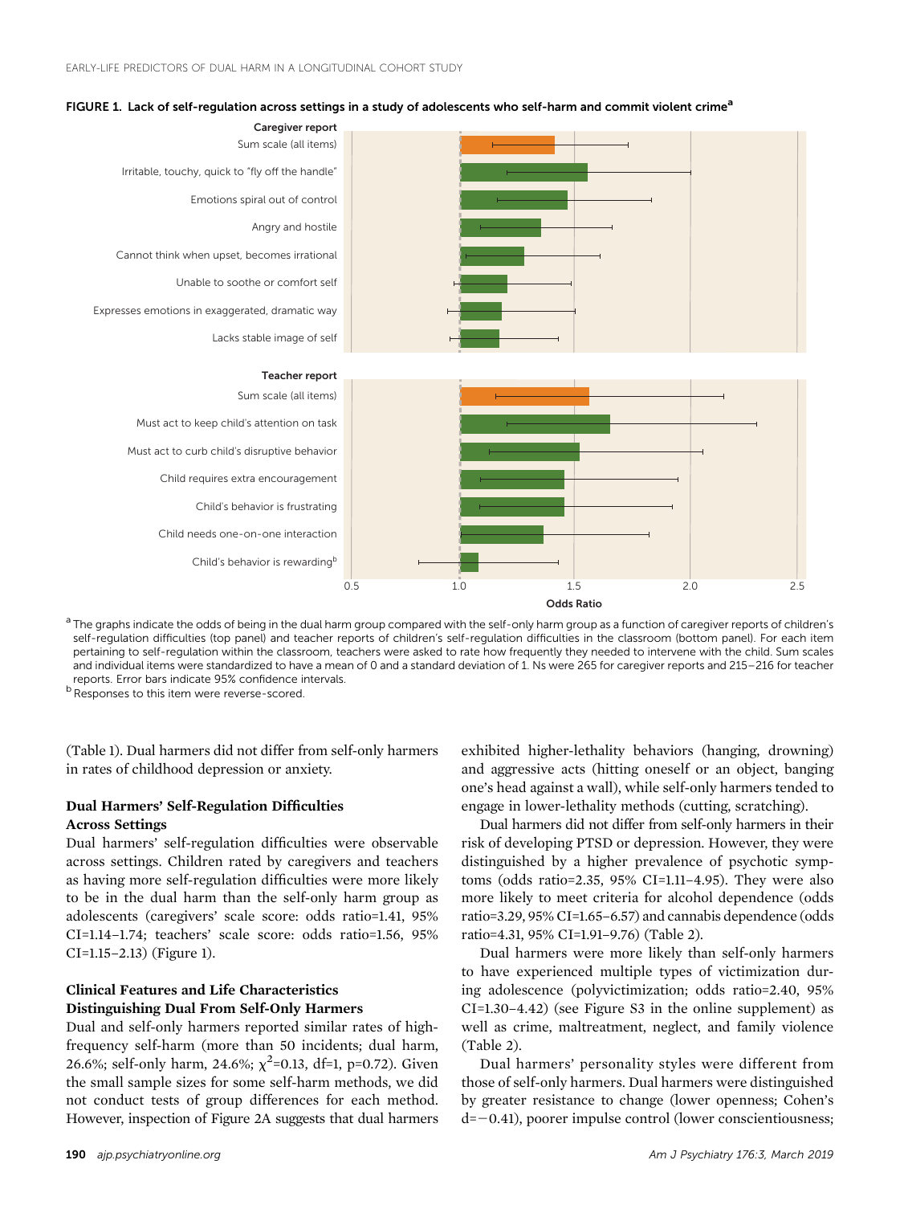**FIGURE 1. Lack of self-regulation across settings in a study of adolescents who self-harm and commit violent crime[a]**

[a] The graphs indicate the odds of being in the dual harm group compared with the self-only harm group as a function of caregiver reports of children's self-regulation difficulties (top panel) and teacher reports of children's self-regulation difficulties in the classroom (bottom panel). For each item pertaining to self-regulation within the classroom, teachers were asked to rate how frequently they needed to intervene with the child. Sum scales and individual items were standardized to have a mean of 0 and a standard deviation of 1. Ns were 265 for caregiver reports and 215–216 for teacher reports. Error bars indicate 95% confidence intervals.

[b] Responses to this item were reverse-scored.

(Table 1). Dual harmers did not differ from self-only harmers in rates of childhood depression or anxiety.

### Dual Harmers' Self-Regulation Difficulties Across Settings

Dual harmers' self-regulation difficulties were observable across settings. Children rated by caregivers and teachers as having more self-regulation difficulties were more likely to be in the dual harm than the self-only harm group as adolescents (caregivers' scale score: odds ratio=1.41, 95% CI=1.14–1.74; teachers' scale score: odds ratio=1.56, 95% CI=1.15–2.13) (Figure 1).

### Clinical Features and Life Characteristics Distinguishing Dual From Self-Only Harmers

Dual and self-only harmers reported similar rates of high-frequency self-harm (more than 50 incidents; dual harm, 26.6%; self-only harm, 24.6%; $\chi^2$=0.13, df=1, p=0.72). Given the small sample sizes for some self-harm methods, we did not conduct tests of group differences for each method. However, inspection of Figure 2A suggests that dual harmers exhibited higher-lethality behaviors (hanging, drowning) and aggressive acts (hitting oneself or an object, banging one's head against a wall), while self-only harmers tended to engage in lower-lethality methods (cutting, scratching).

Dual harmers did not differ from self-only harmers in their risk of developing PTSD or depression. However, they were distinguished by a higher prevalence of psychotic symptoms (odds ratio=2.35, 95% CI=1.11–4.95). They were also more likely to meet criteria for alcohol dependence (odds ratio=3.29, 95% CI=1.65–6.57) and cannabis dependence (odds ratio=4.31, 95% CI=1.91–9.76) (Table 2).

Dual harmers were more likely than self-only harmers to have experienced multiple types of victimization during adolescence (polyvictimization; odds ratio=2.40, 95% CI=1.30–4.42) (see Figure S3 in the online supplement) as well as crime, maltreatment, neglect, and family violence (Table 2).

Dual harmers' personality styles were different from those of self-only harmers. Dual harmers were distinguished by greater resistance to change (lower openness; Cohen's d=−0.41), poorer impulse control (lower conscientiousness;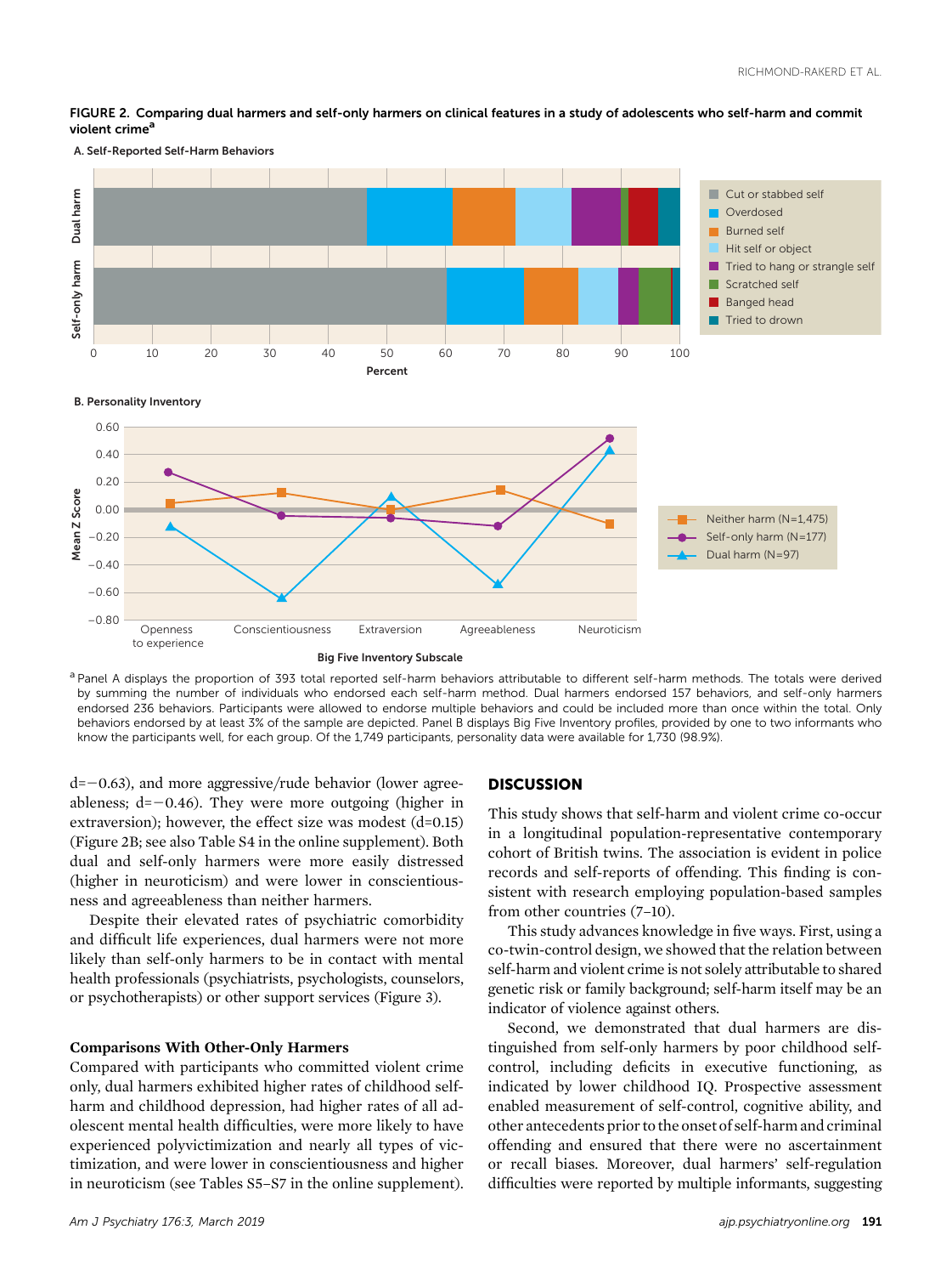**FIGURE 2. Comparing dual harmers and self-only harmers on clinical features in a study of adolescents who self-harm and commit violent crime[a]**

A. Self-Reported Self-Harm Behaviors

B. Personality Inventory

[a] Panel A displays the proportion of 393 total reported self-harm behaviors attributable to different self-harm methods. The totals were derived by summing the number of individuals who endorsed each self-harm method. Dual harmers endorsed 157 behaviors, and self-only harmers endorsed 236 behaviors. Participants were allowed to endorse multiple behaviors and could be included more than once within the total. Only behaviors endorsed by at least 3% of the sample are depicted. Panel B displays Big Five Inventory profiles, provided by one to two informants who know the participants well, for each group. Of the 1,749 participants, personality data were available for 1,730 (98.9%).

d=−0.63), and more aggressive/rude behavior (lower agreeableness; d=−0.46). They were more outgoing (higher in extraversion); however, the effect size was modest (d=0.15) (Figure 2B; see also Table S4 in the online supplement). Both dual and self-only harmers were more easily distressed (higher in neuroticism) and were lower in conscientiousness and agreeableness than neither harmers.

Despite their elevated rates of psychiatric comorbidity and difficult life experiences, dual harmers were not more likely than self-only harmers to be in contact with mental health professionals (psychiatrists, psychologists, counselors, or psychotherapists) or other support services (Figure 3).

### Comparisons With Other-Only Harmers

Compared with participants who committed violent crime only, dual harmers exhibited higher rates of childhood self-harm and childhood depression, had higher rates of all adolescent mental health difficulties, were more likely to have experienced polyvictimization and nearly all types of victimization, and were lower in conscientiousness and higher in neuroticism (see Tables S5–S7 in the online supplement).

## DISCUSSION

This study shows that self-harm and violent crime co-occur in a longitudinal population-representative contemporary cohort of British twins. The association is evident in police records and self-reports of offending. This finding is consistent with research employing population-based samples from other countries (7–10).

This study advances knowledge in five ways. First, using a co-twin-control design, we showed that the relation between self-harm and violent crime is not solely attributable to shared genetic risk or family background; self-harm itself may be an indicator of violence against others.

Second, we demonstrated that dual harmers are distinguished from self-only harmers by poor childhood self-control, including deficits in executive functioning, as indicated by lower childhood IQ. Prospective assessment enabled measurement of self-control, cognitive ability, and other antecedents prior to the onset of self-harm and criminal offending and ensured that there were no ascertainment or recall biases. Moreover, dual harmers' self-regulation difficulties were reported by multiple informants, suggesting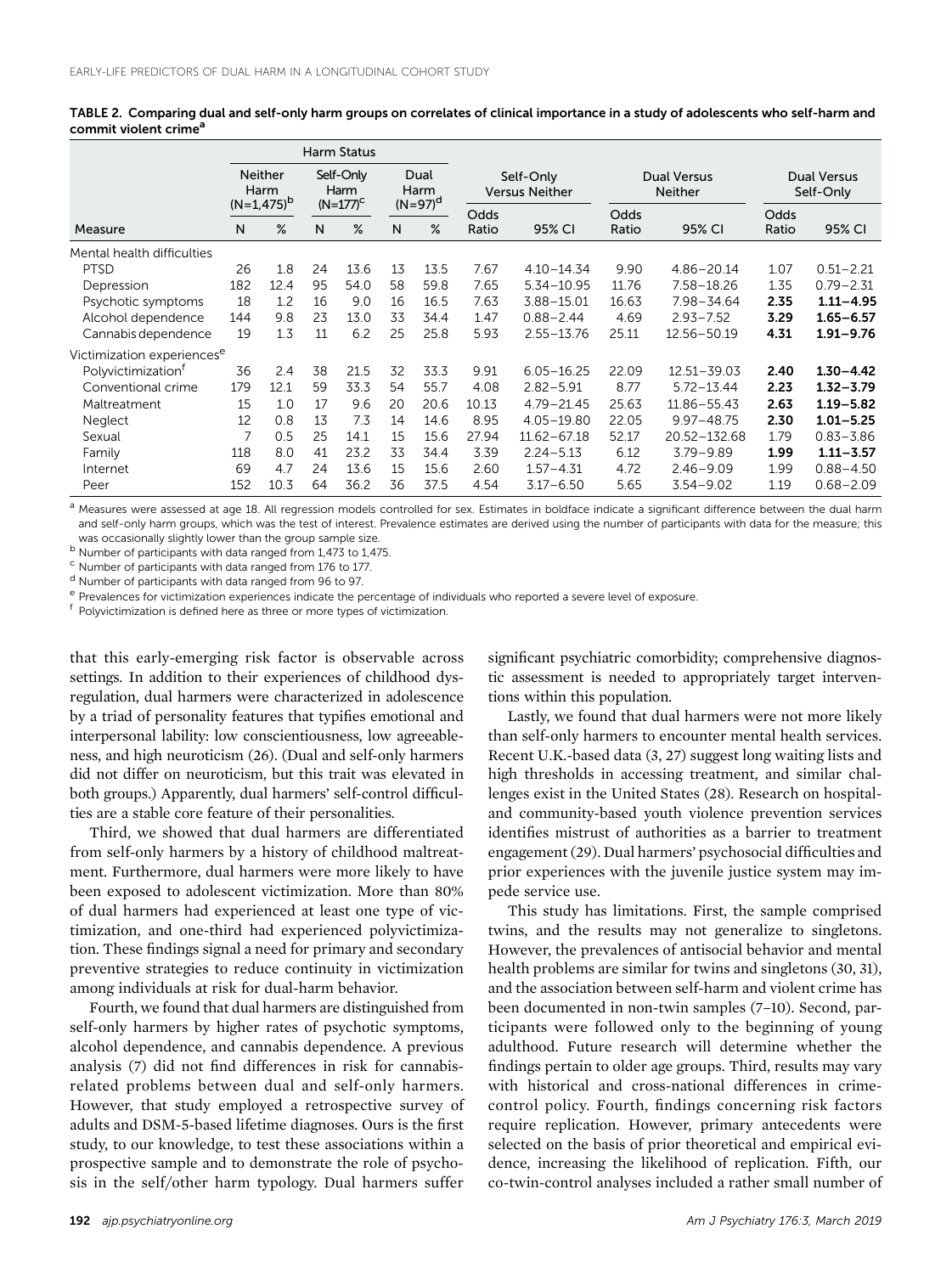TABLE 2. Comparing dual and self-only harm groups on correlates of clinical importance in a study of adolescents who self-harm and commit violent crime[a]

| Measure | Harm Status | | | | | | Self-Only Versus Neither | | Dual Versus Neither | | Dual Versus Self-Only | |
|---|---|---|---|---|---|---|---|---|---|---|---|---|
| | Neither Harm (N=1,475)[b] | | Self-Only Harm (N=177)[c] | | Dual Harm (N=97)[d] | | | | | | | |
| | N | % | N | % | N | % | Odds Ratio | 95% CI | Odds Ratio | 95% CI | Odds Ratio | 95% CI |
| Mental health difficulties | | | | | | | | | | | | |
| PTSD | 26 | 1.8 | 24 | 13.6 | 13 | 13.5 | 7.67 | 4.10–14.34 | 9.90 | 4.86–20.14 | 1.07 | 0.51–2.21 |
| Depression | 182 | 12.4 | 95 | 54.0 | 58 | 59.8 | 7.65 | 5.34–10.95 | 11.76 | 7.58–18.26 | 1.35 | 0.79–2.31 |
| Psychotic symptoms | 18 | 1.2 | 16 | 9.0 | 16 | 16.5 | 7.63 | 3.88–15.01 | 16.63 | 7.98–34.64 | **2.35** | **1.11–4.95** |
| Alcohol dependence | 144 | 9.8 | 23 | 13.0 | 33 | 34.4 | 1.47 | 0.88–2.44 | 4.69 | 2.93–7.52 | **3.29** | **1.65–6.57** |
| Cannabis dependence | 19 | 1.3 | 11 | 6.2 | 25 | 25.8 | 5.93 | 2.55–13.76 | 25.11 | 12.56–50.19 | **4.31** | **1.91–9.76** |
| Victimization experiences[e] | | | | | | | | | | | | |
| Polyvictimization[f] | 36 | 2.4 | 38 | 21.5 | 32 | 33.3 | 9.91 | 6.05–16.25 | 22.09 | 12.51–39.03 | **2.40** | **1.30–4.42** |
| Conventional crime | 179 | 12.1 | 59 | 33.3 | 54 | 55.7 | 4.08 | 2.82–5.91 | 8.77 | 5.72–13.44 | **2.23** | **1.32–3.79** |
| Maltreatment | 15 | 1.0 | 17 | 9.6 | 20 | 20.6 | 10.13 | 4.79–21.45 | 25.63 | 11.86–55.43 | **2.63** | **1.19–5.82** |
| Neglect | 12 | 0.8 | 13 | 7.3 | 14 | 14.6 | 8.95 | 4.05–19.80 | 22.05 | 9.97–48.75 | **2.30** | **1.01–5.25** |
| Sexual | 7 | 0.5 | 25 | 14.1 | 15 | 15.6 | 27.94 | 11.62–67.18 | 52.17 | 20.52–132.68 | 1.79 | 0.83–3.86 |
| Family | 118 | 8.0 | 41 | 23.2 | 33 | 34.4 | 3.39 | 2.24–5.13 | 6.12 | 3.79–9.89 | **1.99** | **1.11–3.57** |
| Internet | 69 | 4.7 | 24 | 13.6 | 15 | 15.6 | 2.60 | 1.57–4.31 | 4.72 | 2.46–9.09 | 1.99 | 0.88–4.50 |
| Peer | 152 | 10.3 | 64 | 36.2 | 36 | 37.5 | 4.54 | 3.17–6.50 | 5.65 | 3.54–9.02 | 1.19 | 0.68–2.09 |

[a] Measures were assessed at age 18. All regression models controlled for sex. Estimates in boldface indicate a significant difference between the dual harm and self-only harm groups, which was the test of interest. Prevalence estimates are derived using the number of participants with data for the measure; this was occasionally slightly lower than the group sample size.
[b] Number of participants with data ranged from 1,473 to 1,475.
[c] Number of participants with data ranged from 176 to 177.
[d] Number of participants with data ranged from 96 to 97.
[e] Prevalences for victimization experiences indicate the percentage of individuals who reported a severe level of exposure.
[f] Polyvictimization is defined here as three or more types of victimization.

that this early-emerging risk factor is observable across settings. In addition to their experiences of childhood dysregulation, dual harmers were characterized in adolescence by a triad of personality features that typifies emotional and interpersonal lability: low conscientiousness, low agreeableness, and high neuroticism (26). (Dual and self-only harmers did not differ on neuroticism, but this trait was elevated in both groups.) Apparently, dual harmers' self-control difficulties are a stable core feature of their personalities.

Third, we showed that dual harmers are differentiated from self-only harmers by a history of childhood maltreatment. Furthermore, dual harmers were more likely to have been exposed to adolescent victimization. More than 80% of dual harmers had experienced at least one type of victimization, and one-third had experienced polyvictimization. These findings signal a need for primary and secondary preventive strategies to reduce continuity in victimization among individuals at risk for dual-harm behavior.

Fourth, we found that dual harmers are distinguished from self-only harmers by higher rates of psychotic symptoms, alcohol dependence, and cannabis dependence. A previous analysis (7) did not find differences in risk for cannabis-related problems between dual and self-only harmers. However, that study employed a retrospective survey of adults and DSM-5-based lifetime diagnoses. Ours is the first study, to our knowledge, to test these associations within a prospective sample and to demonstrate the role of psychosis in the self/other harm typology. Dual harmers suffer significant psychiatric comorbidity; comprehensive diagnostic assessment is needed to appropriately target interventions within this population.

Lastly, we found that dual harmers were not more likely than self-only harmers to encounter mental health services. Recent U.K.-based data (3, 27) suggest long waiting lists and high thresholds in accessing treatment, and similar challenges exist in the United States (28). Research on hospital- and community-based youth violence prevention services identifies mistrust of authorities as a barrier to treatment engagement (29). Dual harmers' psychosocial difficulties and prior experiences with the juvenile justice system may impede service use.

This study has limitations. First, the sample comprised twins, and the results may not generalize to singletons. However, the prevalences of antisocial behavior and mental health problems are similar for twins and singletons (30, 31), and the association between self-harm and violent crime has been documented in non-twin samples (7–10). Second, participants were followed only to the beginning of young adulthood. Future research will determine whether the findings pertain to older age groups. Third, results may vary with historical and cross-national differences in crime-control policy. Fourth, findings concerning risk factors require replication. However, primary antecedents were selected on the basis of prior theoretical and empirical evidence, increasing the likelihood of replication. Fifth, our co-twin-control analyses included a rather small number of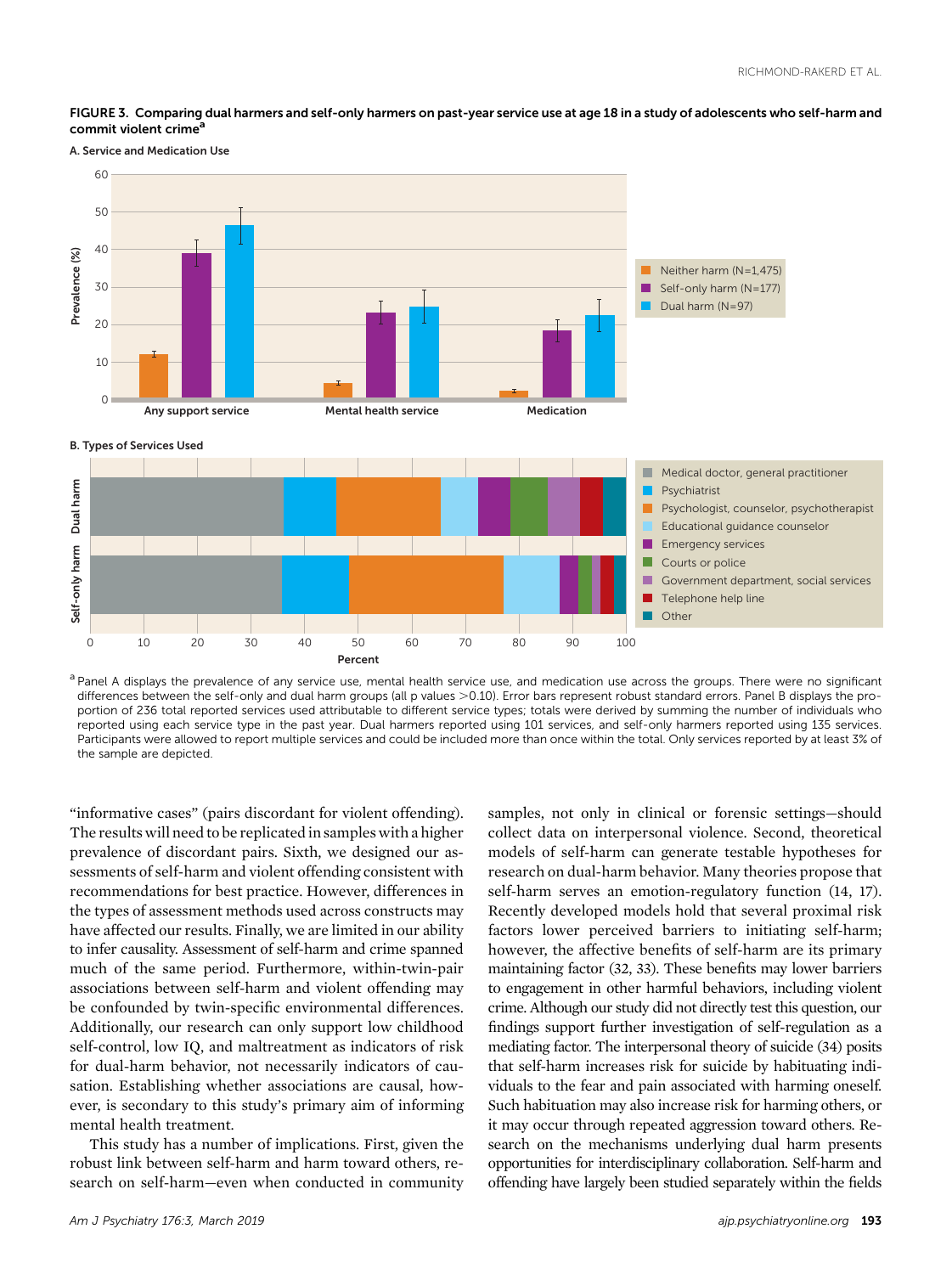**FIGURE 3. Comparing dual harmers and self-only harmers on past-year service use at age 18 in a study of adolescents who self-harm and commit violent crime[a]**

A. Service and Medication Use

Prevalence (%)

0
10
20
30
40
50
60

Any support service
Mental health service
Medication

Neither harm (N=1,475)
Self-only harm (N=177)
Dual harm (N=97)

B. Types of Services Used

Dual harm
Self-only harm

0
10
20
30
40
50
60
70
80
90
100

Percent

Medical doctor, general practitioner
Psychiatrist
Psychologist, counselor, psychotherapist
Educational guidance counselor
Emergency services
Courts or police
Government department, social services
Telephone help line
Other

[a] Panel A displays the prevalence of any service use, mental health service use, and medication use across the groups. There were no significant differences between the self-only and dual harm groups (all p values >0.10). Error bars represent robust standard errors. Panel B displays the proportion of 236 total reported services used attributable to different service types; totals were derived by summing the number of individuals who reported using each service type in the past year. Dual harmers reported using 101 services, and self-only harmers reported using 135 services. Participants were allowed to report multiple services and could be included more than once within the total. Only services reported by at least 3% of the sample are depicted.

"informative cases" (pairs discordant for violent offending). The results will need to be replicated in samples with a higher prevalence of discordant pairs. Sixth, we designed our assessments of self-harm and violent offending consistent with recommendations for best practice. However, differences in the types of assessment methods used across constructs may have affected our results. Finally, we are limited in our ability to infer causality. Assessment of self-harm and crime spanned much of the same period. Furthermore, within-twin-pair associations between self-harm and violent offending may be confounded by twin-specific environmental differences. Additionally, our research can only support low childhood self-control, low IQ, and maltreatment as indicators of risk for dual-harm behavior, not necessarily indicators of causation. Establishing whether associations are causal, however, is secondary to this study's primary aim of informing mental health treatment.

This study has a number of implications. First, given the robust link between self-harm and harm toward others, research on self-harm—even when conducted in community samples, not only in clinical or forensic settings—should collect data on interpersonal violence. Second, theoretical models of self-harm can generate testable hypotheses for research on dual-harm behavior. Many theories propose that self-harm serves an emotion-regulatory function (14, 17). Recently developed models hold that several proximal risk factors lower perceived barriers to initiating self-harm; however, the affective benefits of self-harm are its primary maintaining factor (32, 33). These benefits may lower barriers to engagement in other harmful behaviors, including violent crime. Although our study did not directly test this question, our findings support further investigation of self-regulation as a mediating factor. The interpersonal theory of suicide (34) posits that self-harm increases risk for suicide by habituating individuals to the fear and pain associated with harming oneself. Such habituation may also increase risk for harming others, or it may occur through repeated aggression toward others. Research on the mechanisms underlying dual harm presents opportunities for interdisciplinary collaboration. Self-harm and offending have largely been studied separately within the fields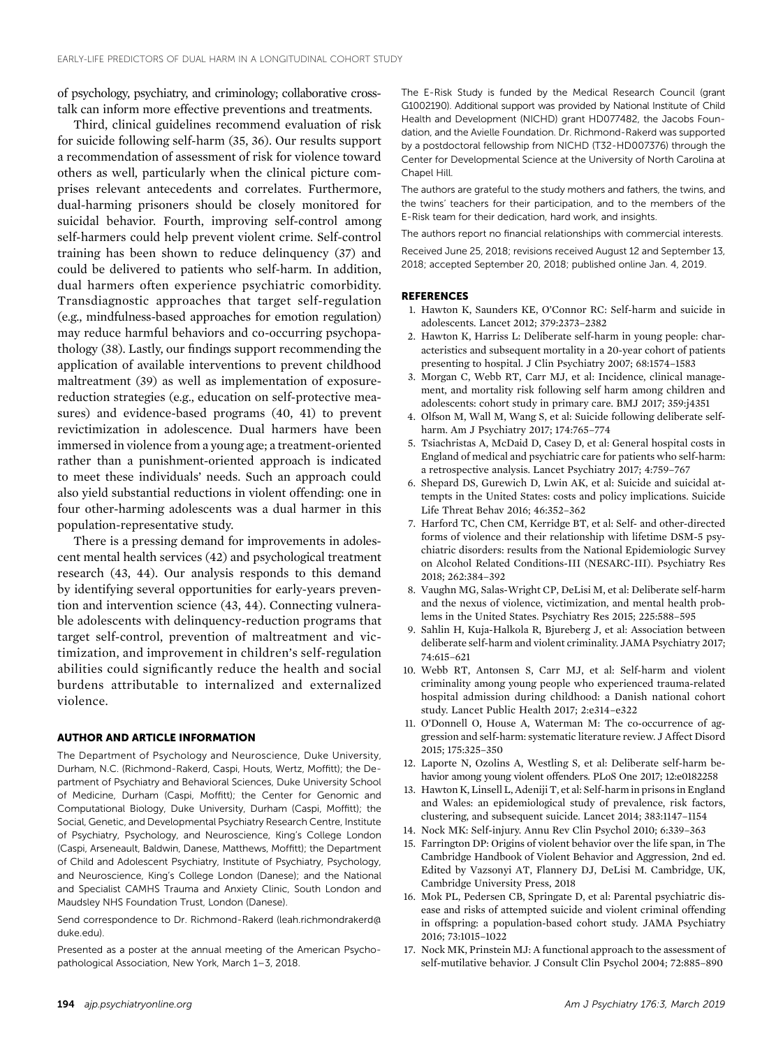of psychology, psychiatry, and criminology; collaborative cross-talk can inform more effective preventions and treatments.

Third, clinical guidelines recommend evaluation of risk for suicide following self-harm (35, 36). Our results support a recommendation of assessment of risk for violence toward others as well, particularly when the clinical picture comprises relevant antecedents and correlates. Furthermore, dual-harming prisoners should be closely monitored for suicidal behavior. Fourth, improving self-control among self-harmers could help prevent violent crime. Self-control training has been shown to reduce delinquency (37) and could be delivered to patients who self-harm. In addition, dual harmers often experience psychiatric comorbidity. Transdiagnostic approaches that target self-regulation (e.g., mindfulness-based approaches for emotion regulation) may reduce harmful behaviors and co-occurring psychopathology (38). Lastly, our findings support recommending the application of available interventions to prevent childhood maltreatment (39) as well as implementation of exposure-reduction strategies (e.g., education on self-protective measures) and evidence-based programs (40, 41) to prevent revictimization in adolescence. Dual harmers have been immersed in violence from a young age; a treatment-oriented rather than a punishment-oriented approach is indicated to meet these individuals' needs. Such an approach could also yield substantial reductions in violent offending: one in four other-harming adolescents was a dual harmer in this population-representative study.

There is a pressing demand for improvements in adolescent mental health services (42) and psychological treatment research (43, 44). Our analysis responds to this demand by identifying several opportunities for early-years prevention and intervention science (43, 44). Connecting vulnerable adolescents with delinquency-reduction programs that target self-control, prevention of maltreatment and victimization, and improvement in children's self-regulation abilities could significantly reduce the health and social burdens attributable to internalized and externalized violence.

## AUTHOR AND ARTICLE INFORMATION

The Department of Psychology and Neuroscience, Duke University, Durham, N.C. (Richmond-Rakerd, Caspi, Houts, Wertz, Moffitt); the Department of Psychiatry and Behavioral Sciences, Duke University School of Medicine, Durham (Caspi, Moffitt); the Center for Genomic and Computational Biology, Duke University, Durham (Caspi, Moffitt); the Social, Genetic, and Developmental Psychiatry Research Centre, Institute of Psychiatry, Psychology, and Neuroscience, King's College London (Caspi, Arseneault, Baldwin, Danese, Matthews, Moffitt); the Department of Child and Adolescent Psychiatry, Institute of Psychiatry, Psychology, and Neuroscience, King's College London (Danese); and the National and Specialist CAMHS Trauma and Anxiety Clinic, South London and Maudsley NHS Foundation Trust, London (Danese).

Send correspondence to Dr. Richmond-Rakerd (leah.richmondrakerd@duke.edu).

Presented as a poster at the annual meeting of the American Psychopathological Association, New York, March 1–3, 2018.

The E-Risk Study is funded by the Medical Research Council (grant G1002190). Additional support was provided by National Institute of Child Health and Development (NICHD) grant HD077482, the Jacobs Foundation, and the Avielle Foundation. Dr. Richmond-Rakerd was supported by a postdoctoral fellowship from NICHD (T32-HD007376) through the Center for Developmental Science at the University of North Carolina at Chapel Hill.

The authors are grateful to the study mothers and fathers, the twins, and the twins' teachers for their participation, and to the members of the E-Risk team for their dedication, hard work, and insights.

The authors report no financial relationships with commercial interests.

Received June 25, 2018; revisions received August 12 and September 13, 2018; accepted September 20, 2018; published online Jan. 4, 2019.

## REFERENCES

1. Hawton K, Saunders KE, O'Connor RC: Self-harm and suicide in adolescents. Lancet 2012; 379:2373–2382
2. Hawton K, Harriss L: Deliberate self-harm in young people: characteristics and subsequent mortality in a 20-year cohort of patients presenting to hospital. J Clin Psychiatry 2007; 68:1574–1583
3. Morgan C, Webb RT, Carr MJ, et al: Incidence, clinical management, and mortality risk following self harm among children and adolescents: cohort study in primary care. BMJ 2017; 359:j4351
4. Olfson M, Wall M, Wang S, et al: Suicide following deliberate self-harm. Am J Psychiatry 2017; 174:765–774
5. Tsiachristas A, McDaid D, Casey D, et al: General hospital costs in England of medical and psychiatric care for patients who self-harm: a retrospective analysis. Lancet Psychiatry 2017; 4:759–767
6. Shepard DS, Gurewich D, Lwin AK, et al: Suicide and suicidal attempts in the United States: costs and policy implications. Suicide Life Threat Behav 2016; 46:352–362
7. Harford TC, Chen CM, Kerridge BT, et al: Self- and other-directed forms of violence and their relationship with lifetime DSM-5 psychiatric disorders: results from the National Epidemiologic Survey on Alcohol Related Conditions-III (NESARC-III). Psychiatry Res 2018; 262:384–392
8. Vaughn MG, Salas-Wright CP, DeLisi M, et al: Deliberate self-harm and the nexus of violence, victimization, and mental health problems in the United States. Psychiatry Res 2015; 225:588–595
9. Sahlin H, Kuja-Halkola R, Bjureberg J, et al: Association between deliberate self-harm and violent criminality. JAMA Psychiatry 2017; 74:615–621
10. Webb RT, Antonsen S, Carr MJ, et al: Self-harm and violent criminality among young people who experienced trauma-related hospital admission during childhood: a Danish national cohort study. Lancet Public Health 2017; 2:e314–e322
11. O'Donnell O, House A, Waterman M: The co-occurrence of aggression and self-harm: systematic literature review. J Affect Disord 2015; 175:325–350
12. Laporte N, Ozolins A, Westling S, et al: Deliberate self-harm behavior among young violent offenders. PLoS One 2017; 12:e0182258
13. Hawton K, Linsell L, Adeniji T, et al: Self-harm in prisons in England and Wales: an epidemiological study of prevalence, risk factors, clustering, and subsequent suicide. Lancet 2014; 383:1147–1154
14. Nock MK: Self-injury. Annu Rev Clin Psychol 2010; 6:339–363
15. Farrington DP: Origins of violent behavior over the life span, in The Cambridge Handbook of Violent Behavior and Aggression, 2nd ed. Edited by Vazsonyi AT, Flannery DJ, DeLisi M. Cambridge, UK, Cambridge University Press, 2018
16. Mok PL, Pedersen CB, Springate D, et al: Parental psychiatric disease and risks of attempted suicide and violent criminal offending in offspring: a population-based cohort study. JAMA Psychiatry 2016; 73:1015–1022
17. Nock MK, Prinstein MJ: A functional approach to the assessment of self-mutilative behavior. J Consult Clin Psychol 2004; 72:885–890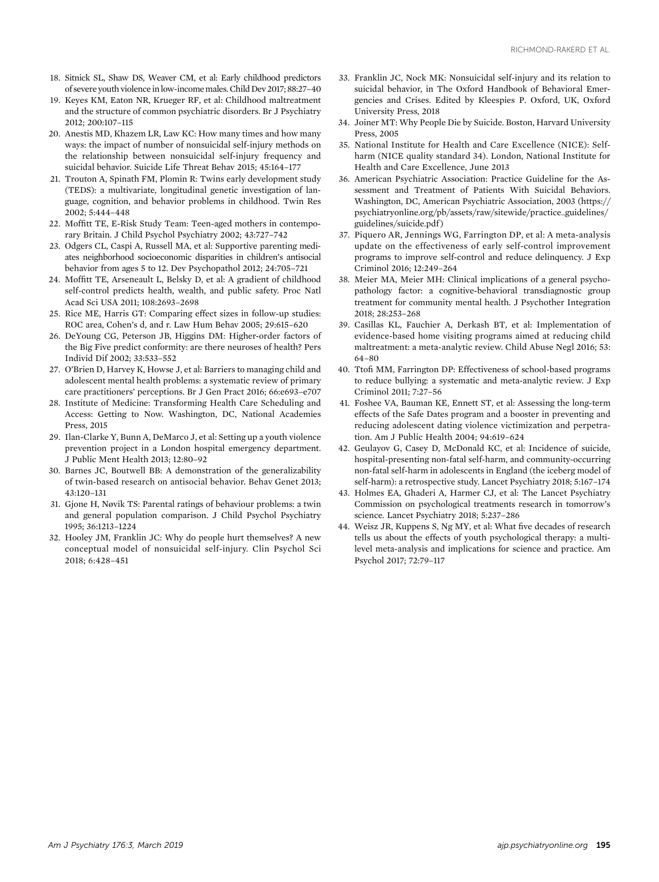18. Sitnick SL, Shaw DS, Weaver CM, et al: Early childhood predictors of severe youth violence in low-income males. Child Dev 2017; 88:27–40
19. Keyes KM, Eaton NR, Krueger RF, et al: Childhood maltreatment and the structure of common psychiatric disorders. Br J Psychiatry 2012; 200:107–115
20. Anestis MD, Khazem LR, Law KC: How many times and how many ways: the impact of number of nonsuicidal self-injury methods on the relationship between nonsuicidal self-injury frequency and suicidal behavior. Suicide Life Threat Behav 2015; 45:164–177
21. Trouton A, Spinath FM, Plomin R: Twins early development study (TEDS): a multivariate, longitudinal genetic investigation of language, cognition, and behavior problems in childhood. Twin Res 2002; 5:444–448
22. Moffitt TE, E-Risk Study Team: Teen-aged mothers in contemporary Britain. J Child Psychol Psychiatry 2002; 43:727–742
23. Odgers CL, Caspi A, Russell MA, et al: Supportive parenting mediates neighborhood socioeconomic disparities in children's antisocial behavior from ages 5 to 12. Dev Psychopathol 2012; 24:705–721
24. Moffitt TE, Arseneault L, Belsky D, et al: A gradient of childhood self-control predicts health, wealth, and public safety. Proc Natl Acad Sci USA 2011; 108:2693–2698
25. Rice ME, Harris GT: Comparing effect sizes in follow-up studies: ROC area, Cohen's d, and r. Law Hum Behav 2005; 29:615–620
26. DeYoung CG, Peterson JB, Higgins DM: Higher-order factors of the Big Five predict conformity: are there neuroses of health? Pers Individ Dif 2002; 33:533–552
27. O'Brien D, Harvey K, Howse J, et al: Barriers to managing child and adolescent mental health problems: a systematic review of primary care practitioners' perceptions. Br J Gen Pract 2016; 66:e693–e707
28. Institute of Medicine: Transforming Health Care Scheduling and Access: Getting to Now. Washington, DC, National Academies Press, 2015
29. Ilan-Clarke Y, Bunn A, DeMarco J, et al: Setting up a youth violence prevention project in a London hospital emergency department. J Public Ment Health 2013; 12:80–92
30. Barnes JC, Boutwell BB: A demonstration of the generalizability of twin-based research on antisocial behavior. Behav Genet 2013; 43:120–131
31. Gjone H, Nøvik TS: Parental ratings of behaviour problems: a twin and general population comparison. J Child Psychol Psychiatry 1995; 36:1213–1224
32. Hooley JM, Franklin JC: Why do people hurt themselves? A new conceptual model of nonsuicidal self-injury. Clin Psychol Sci 2018; 6:428–451
33. Franklin JC, Nock MK: Nonsuicidal self-injury and its relation to suicidal behavior, in The Oxford Handbook of Behavioral Emergencies and Crises. Edited by Kleespies P. Oxford, UK, Oxford University Press, 2018
34. Joiner MT: Why People Die by Suicide. Boston, Harvard University Press, 2005
35. National Institute for Health and Care Excellence (NICE): Self-harm (NICE quality standard 34). London, National Institute for Health and Care Excellence, June 2013
36. American Psychiatric Association: Practice Guideline for the Assessment and Treatment of Patients With Suicidal Behaviors. Washington, DC, American Psychiatric Association, 2003 (https://psychiatryonline.org/pb/assets/raw/sitewide/practice_guidelines/guidelines/suicide.pdf)
37. Piquero AR, Jennings WG, Farrington DP, et al: A meta-analysis update on the effectiveness of early self-control improvement programs to improve self-control and reduce delinquency. J Exp Criminol 2016; 12:249–264
38. Meier MA, Meier MH: Clinical implications of a general psychopathology factor: a cognitive-behavioral transdiagnostic group treatment for community mental health. J Psychother Integration 2018; 28:253–268
39. Casillas KL, Fauchier A, Derkash BT, et al: Implementation of evidence-based home visiting programs aimed at reducing child maltreatment: a meta-analytic review. Child Abuse Negl 2016; 53: 64–80
40. Ttofi MM, Farrington DP: Effectiveness of school-based programs to reduce bullying: a systematic and meta-analytic review. J Exp Criminol 2011; 7:27–56
41. Foshee VA, Bauman KE, Ennett ST, et al: Assessing the long-term effects of the Safe Dates program and a booster in preventing and reducing adolescent dating violence victimization and perpetration. Am J Public Health 2004; 94:619–624
42. Geulayov G, Casey D, McDonald KC, et al: Incidence of suicide, hospital-presenting non-fatal self-harm, and community-occurring non-fatal self-harm in adolescents in England (the iceberg model of self-harm): a retrospective study. Lancet Psychiatry 2018; 5:167–174
43. Holmes EA, Ghaderi A, Harmer CJ, et al: The Lancet Psychiatry Commission on psychological treatments research in tomorrow's science. Lancet Psychiatry 2018; 5:237–286
44. Weisz JR, Kuppens S, Ng MY, et al: What five decades of research tells us about the effects of youth psychological therapy: a multilevel meta-analysis and implications for science and practice. Am Psychol 2017; 72:79–117